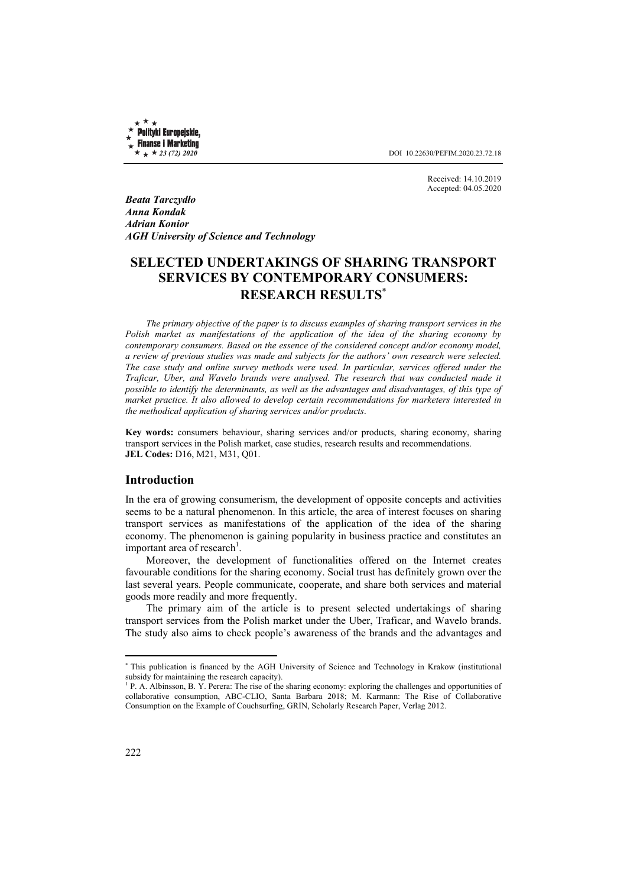DOI 10.22630/PEFIM.2020.23.72.18

Received: 14.10.2019
Accepted: 04.05.2020

***Beata Tarczydło***
***Anna Kondak***
***Adrian Konior***
***AGH University of Science and Technology***

# SELECTED UNDERTAKINGS OF SHARING TRANSPORT SERVICES BY CONTEMPORARY CONSUMERS: RESEARCH RESULTS[*]

*The primary objective of the paper is to discuss examples of sharing transport services in the Polish market as manifestations of the application of the idea of the sharing economy by contemporary consumers. Based on the essence of the considered concept and/or economy model, a review of previous studies was made and subjects for the authors' own research were selected. The case study and online survey methods were used. In particular, services offered under the Traficar, Uber, and Wavelo brands were analysed. The research that was conducted made it possible to identify the determinants, as well as the advantages and disadvantages, of this type of market practice. It also allowed to develop certain recommendations for marketers interested in the methodical application of sharing services and/or products.*

**Key words:** consumers behaviour, sharing services and/or products, sharing economy, sharing transport services in the Polish market, case studies, research results and recommendations.
**JEL Codes:** D16, M21, M31, Q01.

## Introduction

In the era of growing consumerism, the development of opposite concepts and activities seems to be a natural phenomenon. In this article, the area of interest focuses on sharing transport services as manifestations of the application of the idea of the sharing economy. The phenomenon is gaining popularity in business practice and constitutes an important area of research[1].

Moreover, the development of functionalities offered on the Internet creates favourable conditions for the sharing economy. Social trust has definitely grown over the last several years. People communicate, cooperate, and share both services and material goods more readily and more frequently.

The primary aim of the article is to present selected undertakings of sharing transport services from the Polish market under the Uber, Traficar, and Wavelo brands. The study also aims to check people's awareness of the brands and the advantages and

---

[*] This publication is financed by the AGH University of Science and Technology in Krakow (institutional subsidy for maintaining the research capacity).

[1] P. A. Albinsson, B. Y. Perera: The rise of the sharing economy: exploring the challenges and opportunities of collaborative consumption, ABC-CLIO, Santa Barbara 2018; M. Karmann: The Rise of Collaborative Consumption on the Example of Couchsurfing, GRIN, Scholarly Research Paper, Verlag 2012.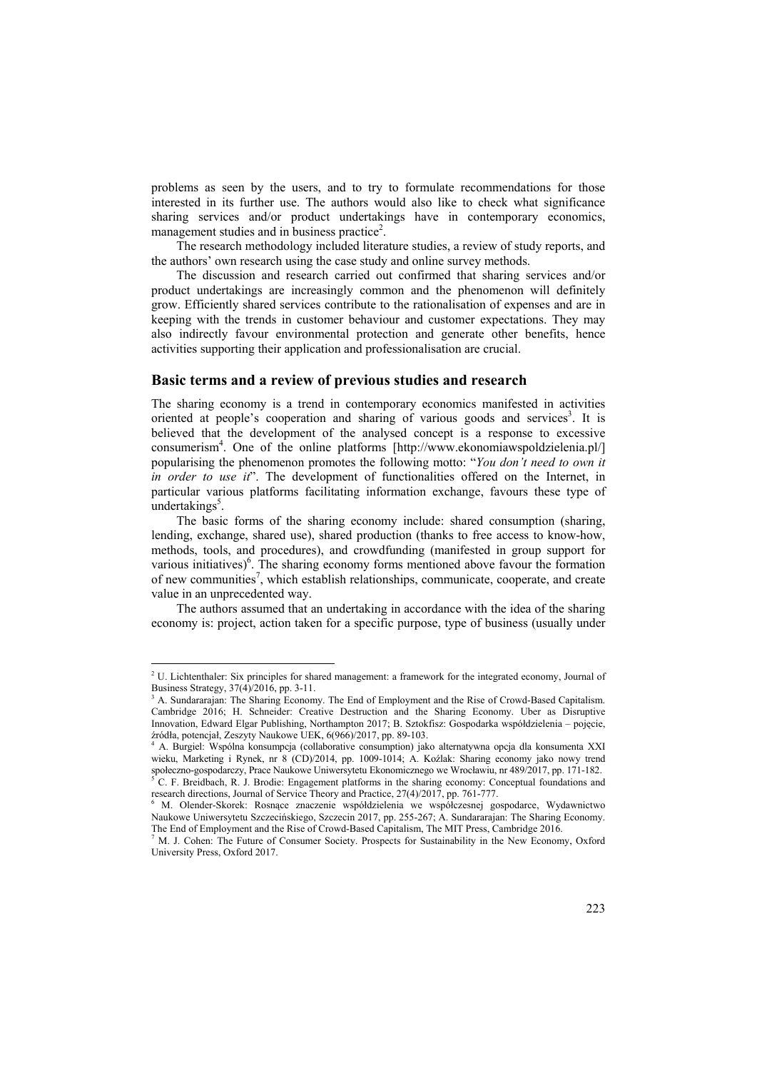problems as seen by the users, and to try to formulate recommendations for those interested in its further use. The authors would also like to check what significance sharing services and/or product undertakings have in contemporary economics, management studies and in business practice[2].

The research methodology included literature studies, a review of study reports, and the authors' own research using the case study and online survey methods.

The discussion and research carried out confirmed that sharing services and/or product undertakings are increasingly common and the phenomenon will definitely grow. Efficiently shared services contribute to the rationalisation of expenses and are in keeping with the trends in customer behaviour and customer expectations. They may also indirectly favour environmental protection and generate other benefits, hence activities supporting their application and professionalisation are crucial.

## Basic terms and a review of previous studies and research

The sharing economy is a trend in contemporary economics manifested in activities oriented at people's cooperation and sharing of various goods and services[3]. It is believed that the development of the analysed concept is a response to excessive consumerism[4]. One of the online platforms [http://www.ekonomiawspoldzielenia.pl/] popularising the phenomenon promotes the following motto: "*You don't need to own it in order to use it*". The development of functionalities offered on the Internet, in particular various platforms facilitating information exchange, favours these type of undertakings[5].

The basic forms of the sharing economy include: shared consumption (sharing, lending, exchange, shared use), shared production (thanks to free access to know-how, methods, tools, and procedures), and crowdfunding (manifested in group support for various initiatives)[6]. The sharing economy forms mentioned above favour the formation of new communities[7], which establish relationships, communicate, cooperate, and create value in an unprecedented way.

The authors assumed that an undertaking in accordance with the idea of the sharing economy is: project, action taken for a specific purpose, type of business (usually under

---

[2] U. Lichtenthaler: Six principles for shared management: a framework for the integrated economy, Journal of Business Strategy, 37(4)/2016, pp. 3-11.

[3] A. Sundararajan: The Sharing Economy. The End of Employment and the Rise of Crowd-Based Capitalism. Cambridge 2016; H. Schneider: Creative Destruction and the Sharing Economy. Uber as Disruptive Innovation, Edward Elgar Publishing, Northampton 2017; B. Sztokfisz: Gospodarka współdzielenia – pojęcie, źródła, potencjał, Zeszyty Naukowe UEK, 6(966)/2017, pp. 89-103.

[4] A. Burgiel: Wspólna konsumpcja (collaborative consumption) jako alternatywna opcja dla konsumenta XXI wieku, Marketing i Rynek, nr 8 (CD)/2014, pp. 1009-1014; A. Koźlak: Sharing economy jako nowy trend społeczno-gospodarczy, Prace Naukowe Uniwersytetu Ekonomicznego we Wrocławiu, nr 489/2017, pp. 171-182.

[5] C. F. Breidbach, R. J. Brodie: Engagement platforms in the sharing economy: Conceptual foundations and research directions, Journal of Service Theory and Practice, 27(4)/2017, pp. 761-777.

[6] M. Olender-Skorek: Rosnące znaczenie współdzielenia we współczesnej gospodarce, Wydawnictwo Naukowe Uniwersytetu Szczecińskiego, Szczecin 2017, pp. 255-267; A. Sundararajan: The Sharing Economy. The End of Employment and the Rise of Crowd-Based Capitalism, The MIT Press, Cambridge 2016.

[7] M. J. Cohen: The Future of Consumer Society. Prospects for Sustainability in the New Economy, Oxford University Press, Oxford 2017.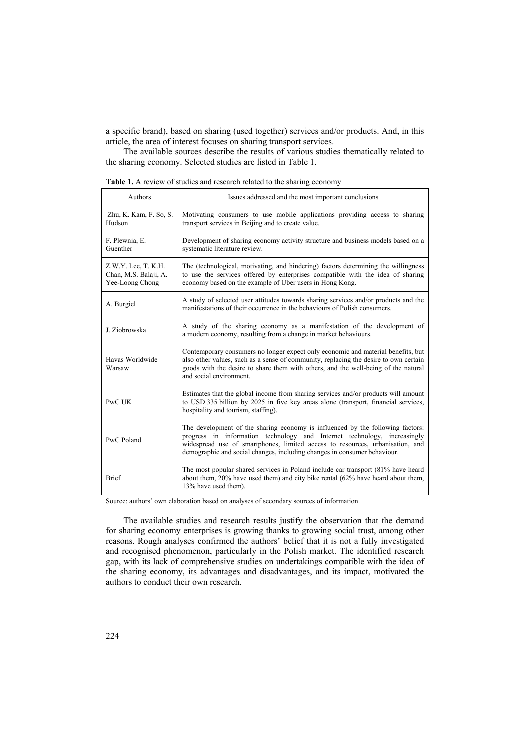a specific brand), based on sharing (used together) services and/or products. And, in this article, the area of interest focuses on sharing transport services.

The available sources describe the results of various studies thematically related to the sharing economy. Selected studies are listed in Table 1.

**Table 1.** A review of studies and research related to the sharing economy

| Authors | Issues addressed and the most important conclusions |
|---|---|
| Zhu, K. Kam, F. So, S. Hudson | Motivating consumers to use mobile applications providing access to sharing transport services in Beijing and to create value. |
| F. Plewnia, E. Guenther | Development of sharing economy activity structure and business models based on a systematic literature review. |
| Z.W.Y. Lee, T. K.H. Chan, M.S. Balaji, A. Yee-Loong Chong | The (technological, motivating, and hindering) factors determining the willingness to use the services offered by enterprises compatible with the idea of sharing economy based on the example of Uber users in Hong Kong. |
| A. Burgiel | A study of selected user attitudes towards sharing services and/or products and the manifestations of their occurrence in the behaviours of Polish consumers. |
| J. Ziobrowska | A study of the sharing economy as a manifestation of the development of a modern economy, resulting from a change in market behaviours. |
| Havas Worldwide Warsaw | Contemporary consumers no longer expect only economic and material benefits, but also other values, such as a sense of community, replacing the desire to own certain goods with the desire to share them with others, and the well-being of the natural and social environment. |
| PwC UK | Estimates that the global income from sharing services and/or products will amount to USD 335 billion by 2025 in five key areas alone (transport, financial services, hospitality and tourism, staffing). |
| PwC Poland | The development of the sharing economy is influenced by the following factors: progress in information technology and Internet technology, increasingly widespread use of smartphones, limited access to resources, urbanisation, and demographic and social changes, including changes in consumer behaviour. |
| Brief | The most popular shared services in Poland include car transport (81% have heard about them, 20% have used them) and city bike rental (62% have heard about them, 13% have used them). |

Source: authors' own elaboration based on analyses of secondary sources of information.

The available studies and research results justify the observation that the demand for sharing economy enterprises is growing thanks to growing social trust, among other reasons. Rough analyses confirmed the authors' belief that it is not a fully investigated and recognised phenomenon, particularly in the Polish market. The identified research gap, with its lack of comprehensive studies on undertakings compatible with the idea of the sharing economy, its advantages and disadvantages, and its impact, motivated the authors to conduct their own research.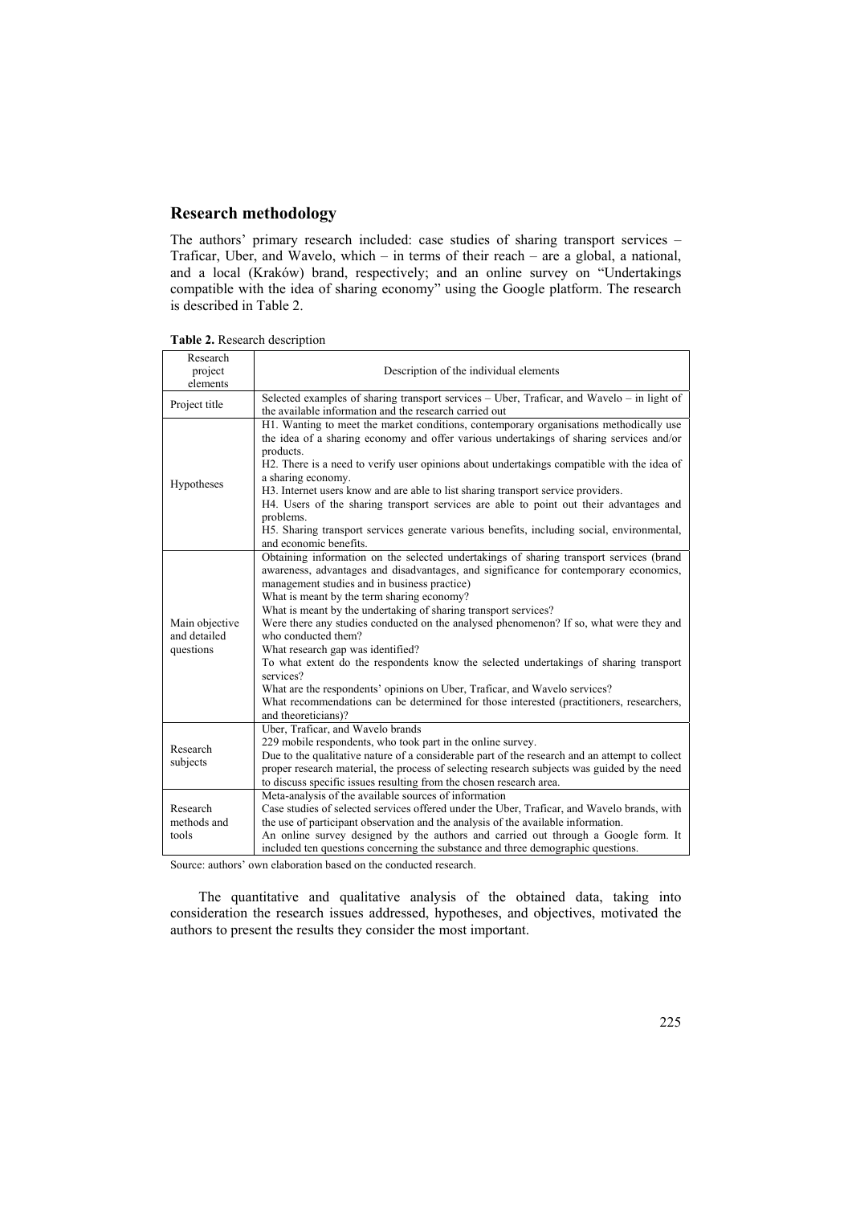## Research methodology

The authors' primary research included: case studies of sharing transport services – Traficar, Uber, and Wavelo, which – in terms of their reach – are a global, a national, and a local (Kraków) brand, respectively; and an online survey on "Undertakings compatible with the idea of sharing economy" using the Google platform. The research is described in Table 2.

**Table 2.** Research description

| Research project elements | Description of the individual elements |
|---|---|
| Project title | Selected examples of sharing transport services – Uber, Traficar, and Wavelo – in light of the available information and the research carried out |
| Hypotheses | H1. Wanting to meet the market conditions, contemporary organisations methodically use the idea of a sharing economy and offer various undertakings of sharing services and/or products.<br>H2. There is a need to verify user opinions about undertakings compatible with the idea of a sharing economy.<br>H3. Internet users know and are able to list sharing transport service providers.<br>H4. Users of the sharing transport services are able to point out their advantages and problems.<br>H5. Sharing transport services generate various benefits, including social, environmental, and economic benefits. |
| Main objective and detailed questions | Obtaining information on the selected undertakings of sharing transport services (brand awareness, advantages and disadvantages, and significance for contemporary economics, management studies and in business practice)<br>What is meant by the term sharing economy?<br>What is meant by the undertaking of sharing transport services?<br>Were there any studies conducted on the analysed phenomenon? If so, what were they and who conducted them?<br>What research gap was identified?<br>To what extent do the respondents know the selected undertakings of sharing transport services?<br>What are the respondents' opinions on Uber, Traficar, and Wavelo services?<br>What recommendations can be determined for those interested (practitioners, researchers, and theoreticians)? |
| Research subjects | Uber, Traficar, and Wavelo brands<br>229 mobile respondents, who took part in the online survey.<br>Due to the qualitative nature of a considerable part of the research and an attempt to collect proper research material, the process of selecting research subjects was guided by the need to discuss specific issues resulting from the chosen research area. |
| Research methods and tools | Meta-analysis of the available sources of information<br>Case studies of selected services offered under the Uber, Traficar, and Wavelo brands, with the use of participant observation and the analysis of the available information.<br>An online survey designed by the authors and carried out through a Google form. It included ten questions concerning the substance and three demographic questions. |

Source: authors' own elaboration based on the conducted research.

The quantitative and qualitative analysis of the obtained data, taking into consideration the research issues addressed, hypotheses, and objectives, motivated the authors to present the results they consider the most important.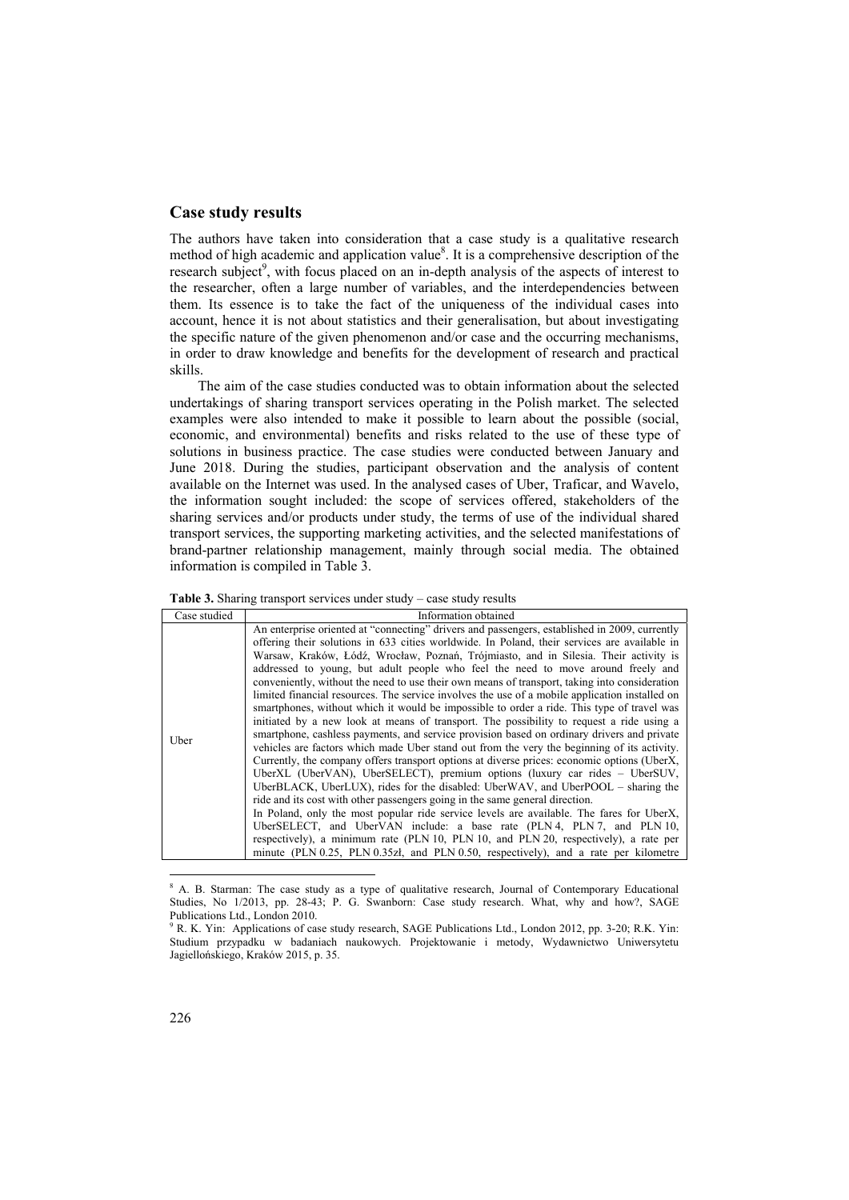## Case study results

The authors have taken into consideration that a case study is a qualitative research method of high academic and application value[8]. It is a comprehensive description of the research subject[9], with focus placed on an in-depth analysis of the aspects of interest to the researcher, often a large number of variables, and the interdependencies between them. Its essence is to take the fact of the uniqueness of the individual cases into account, hence it is not about statistics and their generalisation, but about investigating the specific nature of the given phenomenon and/or case and the occurring mechanisms, in order to draw knowledge and benefits for the development of research and practical skills.

The aim of the case studies conducted was to obtain information about the selected undertakings of sharing transport services operating in the Polish market. The selected examples were also intended to make it possible to learn about the possible (social, economic, and environmental) benefits and risks related to the use of these type of solutions in business practice. The case studies were conducted between January and June 2018. During the studies, participant observation and the analysis of content available on the Internet was used. In the analysed cases of Uber, Traficar, and Wavelo, the information sought included: the scope of services offered, stakeholders of the sharing services and/or products under study, the terms of use of the individual shared transport services, the supporting marketing activities, and the selected manifestations of brand-partner relationship management, mainly through social media. The obtained information is compiled in Table 3.

**Table 3.** Sharing transport services under study – case study results

| Case studied | Information obtained |
|---|---|
| Uber | An enterprise oriented at "connecting" drivers and passengers, established in 2009, currently offering their solutions in 633 cities worldwide. In Poland, their services are available in Warsaw, Kraków, Łódź, Wrocław, Poznań, Trójmiasto, and in Silesia. Their activity is addressed to young, but adult people who feel the need to move around freely and conveniently, without the need to use their own means of transport, taking into consideration limited financial resources. The service involves the use of a mobile application installed on smartphones, without which it would be impossible to order a ride. This type of travel was initiated by a new look at means of transport. The possibility to request a ride using a smartphone, cashless payments, and service provision based on ordinary drivers and private vehicles are factors which made Uber stand out from the very the beginning of its activity. Currently, the company offers transport options at diverse prices: economic options (UberX, UberXL (UberVAN), UberSELECT), premium options (luxury car rides – UberSUV, UberBLACK, UberLUX), rides for the disabled: UberWAV, and UberPOOL – sharing the ride and its cost with other passengers going in the same general direction. In Poland, only the most popular ride service levels are available. The fares for UberX, UberSELECT, and UberVAN include: a base rate (PLN 4, PLN 7, and PLN 10, respectively), a minimum rate (PLN 10, PLN 10, and PLN 20, respectively), a rate per minute (PLN 0.25, PLN 0.35zł, and PLN 0.50, respectively), and a rate per kilometre |

[8] A. B. Starman: The case study as a type of qualitative research, Journal of Contemporary Educational Studies, No 1/2013, pp. 28-43; P. G. Swanborn: Case study research. What, why and how?, SAGE Publications Ltd., London 2010.

[9] R. K. Yin: Applications of case study research, SAGE Publications Ltd., London 2012, pp. 3-20; R.K. Yin: Studium przypadku w badaniach naukowych. Projektowanie i metody, Wydawnictwo Uniwersytetu Jagiellońskiego, Kraków 2015, p. 35.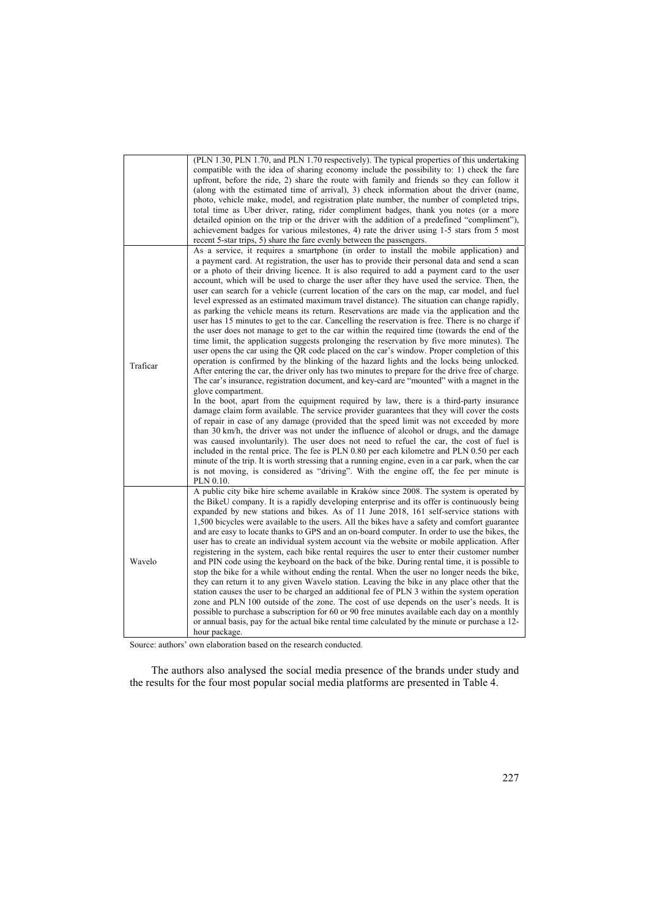| | |
|---|---|
| | (PLN 1.30, PLN 1.70, and PLN 1.70 respectively). The typical properties of this undertaking compatible with the idea of sharing economy include the possibility to: 1) check the fare upfront, before the ride, 2) share the route with family and friends so they can follow it (along with the estimated time of arrival), 3) check information about the driver (name, photo, vehicle make, model, and registration plate number, the number of completed trips, total time as Uber driver, rating, rider compliment badges, thank you notes (or a more detailed opinion on the trip or the driver with the addition of a predefined "compliment"), achievement badges for various milestones, 4) rate the driver using 1-5 stars from 5 most recent 5-star trips, 5) share the fare evenly between the passengers. |
| Traficar | As a service, it requires a smartphone (in order to install the mobile application) and a payment card. At registration, the user has to provide their personal data and send a scan or a photo of their driving licence. It is also required to add a payment card to the user account, which will be used to charge the user after they have used the service. Then, the user can search for a vehicle (current location of the cars on the map, car model, and fuel level expressed as an estimated maximum travel distance). The situation can change rapidly, as parking the vehicle means its return. Reservations are made via the application and the user has 15 minutes to get to the car. Cancelling the reservation is free. There is no charge if the user does not manage to get to the car within the required time (towards the end of the time limit, the application suggests prolonging the reservation by five more minutes). The user opens the car using the QR code placed on the car's window. Proper completion of this operation is confirmed by the blinking of the hazard lights and the locks being unlocked. After entering the car, the driver only has two minutes to prepare for the drive free of charge. The car's insurance, registration document, and key-card are "mounted" with a magnet in the glove compartment.<br>In the boot, apart from the equipment required by law, there is a third-party insurance damage claim form available. The service provider guarantees that they will cover the costs of repair in case of any damage (provided that the speed limit was not exceeded by more than 30 km/h, the driver was not under the influence of alcohol or drugs, and the damage was caused involuntarily). The user does not need to refuel the car, the cost of fuel is included in the rental price. The fee is PLN 0.80 per each kilometre and PLN 0.50 per each minute of the trip. It is worth stressing that a running engine, even in a car park, when the car is not moving, is considered as "driving". With the engine off, the fee per minute is PLN 0.10. |
| Wavelo | A public city bike hire scheme available in Kraków since 2008. The system is operated by the BikeU company. It is a rapidly developing enterprise and its offer is continuously being expanded by new stations and bikes. As of 11 June 2018, 161 self-service stations with 1,500 bicycles were available to the users. All the bikes have a safety and comfort guarantee and are easy to locate thanks to GPS and an on-board computer. In order to use the bikes, the user has to create an individual system account via the website or mobile application. After registering in the system, each bike rental requires the user to enter their customer number and PIN code using the keyboard on the back of the bike. During rental time, it is possible to stop the bike for a while without ending the rental. When the user no longer needs the bike, they can return it to any given Wavelo station. Leaving the bike in any place other that the station causes the user to be charged an additional fee of PLN 3 within the system operation zone and PLN 100 outside of the zone. The cost of use depends on the user's needs. It is possible to purchase a subscription for 60 or 90 free minutes available each day on a monthly or annual basis, pay for the actual bike rental time calculated by the minute or purchase a 12-hour package. |

Source: authors' own elaboration based on the research conducted.

The authors also analysed the social media presence of the brands under study and the results for the four most popular social media platforms are presented in Table 4.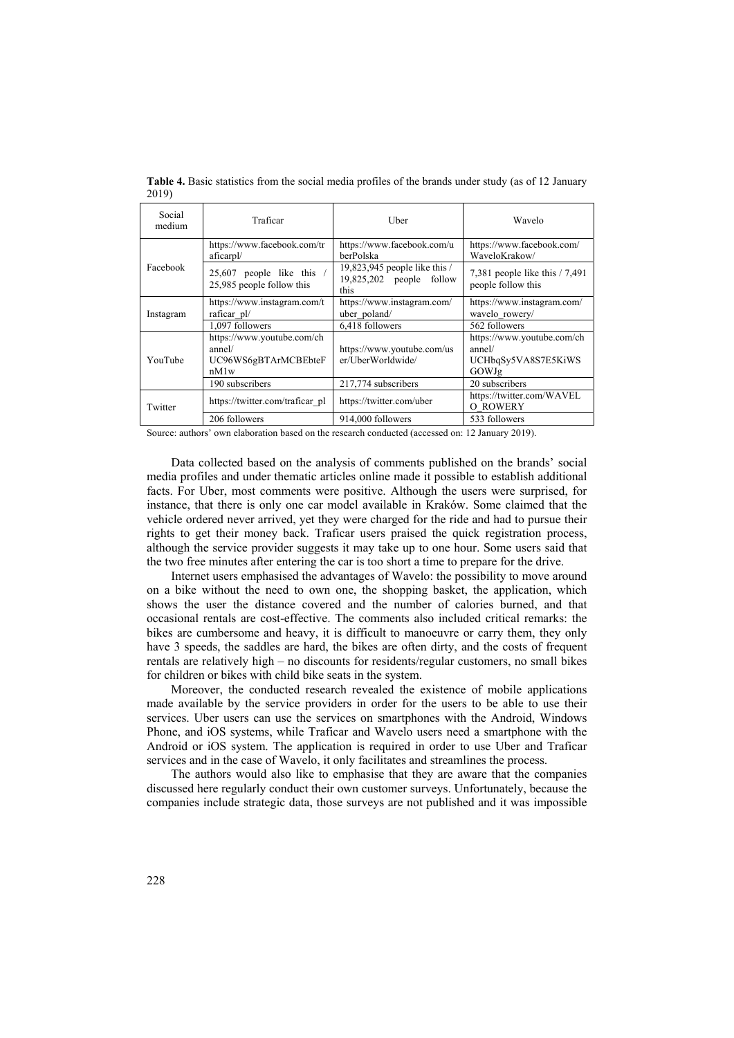**Table 4.** Basic statistics from the social media profiles of the brands under study (as of 12 January 2019)

| Social medium | Traficar | Uber | Wavelo |
|---|---|---|---|
| Facebook | https://www.facebook.com/traficarpl/ | https://www.facebook.com/uberPolska | https://www.facebook.com/WaveloKrakow/ |
| | 25,607 people like this / 25,985 people follow this | 19,823,945 people like this / 19,825,202 people follow this | 7,381 people like this / 7,491 people follow this |
| Instagram | https://www.instagram.com/traficar_pl/ | https://www.instagram.com/uber_poland/ | https://www.instagram.com/wavelo_rowery/ |
| | 1,097 followers | 6,418 followers | 562 followers |
| YouTube | https://www.youtube.com/channel/UC96WS6gBTArMCBEbteFnM1w | https://www.youtube.com/user/UberWorldwide/ | https://www.youtube.com/channel/UCHbqSy5VA8S7E5KiWSGOWJg |
| | 190 subscribers | 217,774 subscribers | 20 subscribers |
| Twitter | https://twitter.com/traficar_pl | https://twitter.com/uber | https://twitter.com/WAVELO_ROWERY |
| | 206 followers | 914,000 followers | 533 followers |

Source: authors' own elaboration based on the research conducted (accessed on: 12 January 2019).

Data collected based on the analysis of comments published on the brands' social media profiles and under thematic articles online made it possible to establish additional facts. For Uber, most comments were positive. Although the users were surprised, for instance, that there is only one car model available in Kraków. Some claimed that the vehicle ordered never arrived, yet they were charged for the ride and had to pursue their rights to get their money back. Traficar users praised the quick registration process, although the service provider suggests it may take up to one hour. Some users said that the two free minutes after entering the car is too short a time to prepare for the drive.

Internet users emphasised the advantages of Wavelo: the possibility to move around on a bike without the need to own one, the shopping basket, the application, which shows the user the distance covered and the number of calories burned, and that occasional rentals are cost-effective. The comments also included critical remarks: the bikes are cumbersome and heavy, it is difficult to manoeuvre or carry them, they only have 3 speeds, the saddles are hard, the bikes are often dirty, and the costs of frequent rentals are relatively high – no discounts for residents/regular customers, no small bikes for children or bikes with child bike seats in the system.

Moreover, the conducted research revealed the existence of mobile applications made available by the service providers in order for the users to be able to use their services. Uber users can use the services on smartphones with the Android, Windows Phone, and iOS systems, while Traficar and Wavelo users need a smartphone with the Android or iOS system. The application is required in order to use Uber and Traficar services and in the case of Wavelo, it only facilitates and streamlines the process.

The authors would also like to emphasise that they are aware that the companies discussed here regularly conduct their own customer surveys. Unfortunately, because the companies include strategic data, those surveys are not published and it was impossible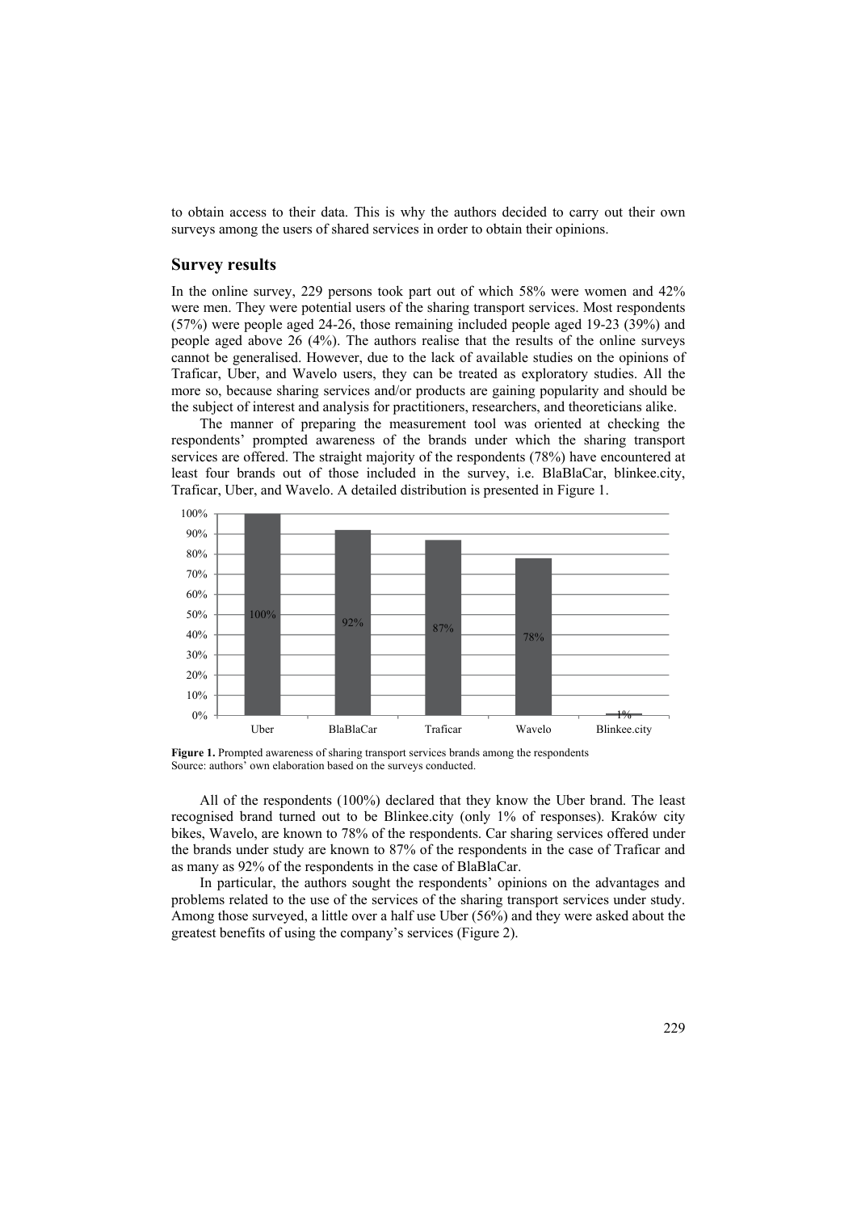to obtain access to their data. This is why the authors decided to carry out their own surveys among the users of shared services in order to obtain their opinions.

## Survey results

In the online survey, 229 persons took part out of which 58% were women and 42% were men. They were potential users of the sharing transport services. Most respondents (57%) were people aged 24-26, those remaining included people aged 19-23 (39%) and people aged above 26 (4%). The authors realise that the results of the online surveys cannot be generalised. However, due to the lack of available studies on the opinions of Traficar, Uber, and Wavelo users, they can be treated as exploratory studies. All the more so, because sharing services and/or products are gaining popularity and should be the subject of interest and analysis for practitioners, researchers, and theoreticians alike.

The manner of preparing the measurement tool was oriented at checking the respondents' prompted awareness of the brands under which the sharing transport services are offered. The straight majority of the respondents (78%) have encountered at least four brands out of those included in the survey, i.e. BlaBlaCar, blinkee.city, Traficar, Uber, and Wavelo. A detailed distribution is presented in Figure 1.

| Brand | Prompted awareness |
|---|---|
| Uber | 100% |
| BlaBlaCar | 92% |
| Traficar | 87% |
| Wavelo | 78% |
| Blinkee.city | 1% |

**Figure 1.** Prompted awareness of sharing transport services brands among the respondents
Source: authors' own elaboration based on the surveys conducted.

All of the respondents (100%) declared that they know the Uber brand. The least recognised brand turned out to be Blinkee.city (only 1% of responses). Kraków city bikes, Wavelo, are known to 78% of the respondents. Car sharing services offered under the brands under study are known to 87% of the respondents in the case of Traficar and as many as 92% of the respondents in the case of BlaBlaCar.

In particular, the authors sought the respondents' opinions on the advantages and problems related to the use of the services of the sharing transport services under study. Among those surveyed, a little over a half use Uber (56%) and they were asked about the greatest benefits of using the company's services (Figure 2).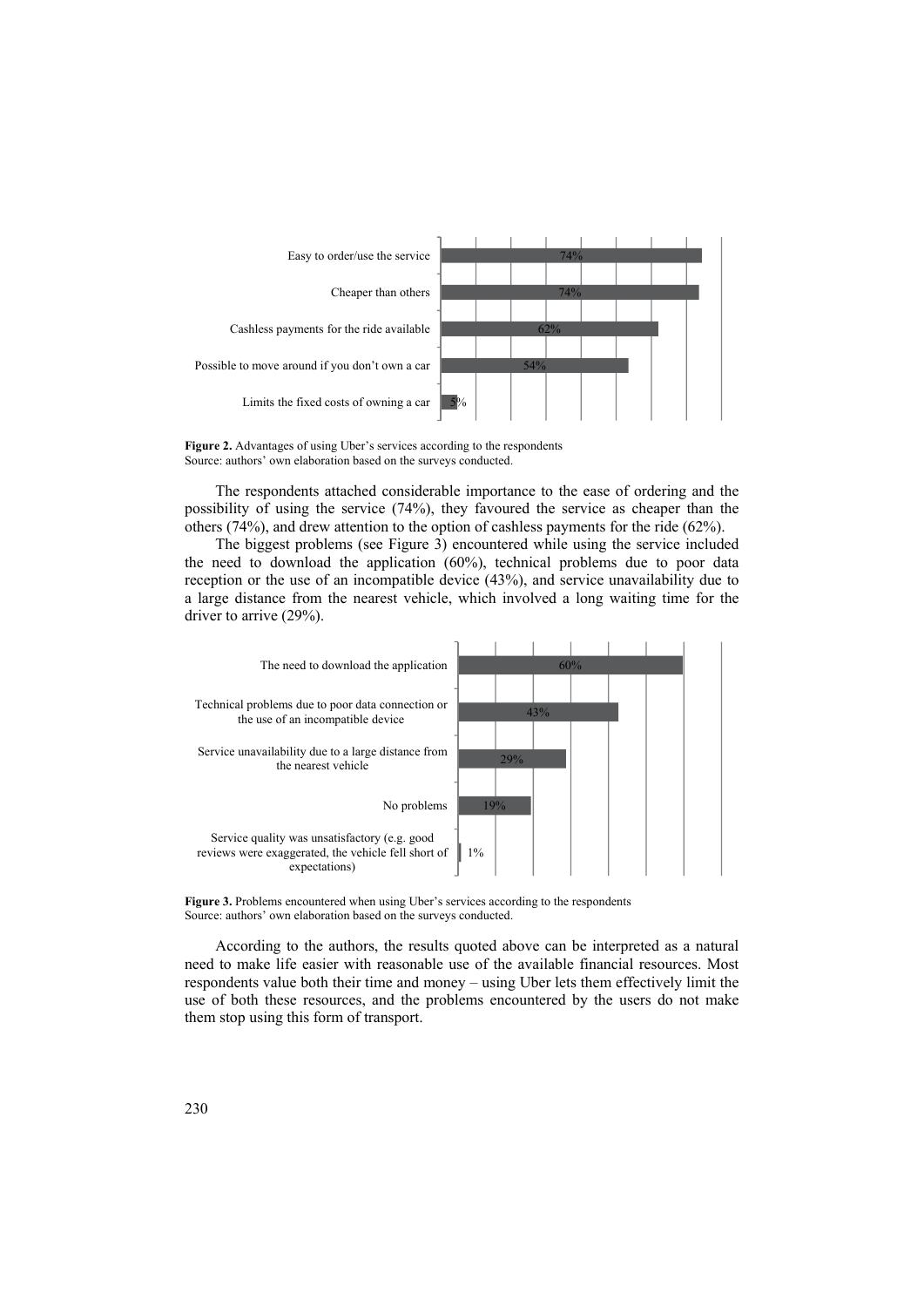| Advantage | % |
|---|---|
| Easy to order/use the service | 74% |
| Cheaper than others | 74% |
| Cashless payments for the ride available | 62% |
| Possible to move around if you don't own a car | 54% |
| Limits the fixed costs of owning a car | 5% |

**Figure 2.** Advantages of using Uber's services according to the respondents
Source: authors' own elaboration based on the surveys conducted.

The respondents attached considerable importance to the ease of ordering and the possibility of using the service (74%), they favoured the service as cheaper than the others (74%), and drew attention to the option of cashless payments for the ride (62%).

The biggest problems (see Figure 3) encountered while using the service included the need to download the application (60%), technical problems due to poor data reception or the use of an incompatible device (43%), and service unavailability due to a large distance from the nearest vehicle, which involved a long waiting time for the driver to arrive (29%).

| Problem | % |
|---|---|
| The need to download the application | 60% |
| Technical problems due to poor data connection or the use of an incompatible device | 43% |
| Service unavailability due to a large distance from the nearest vehicle | 29% |
| No problems | 19% |
| Service quality was unsatisfactory (e.g. good reviews were exaggerated, the vehicle fell short of expectations) | 1% |

**Figure 3.** Problems encountered when using Uber's services according to the respondents
Source: authors' own elaboration based on the surveys conducted.

According to the authors, the results quoted above can be interpreted as a natural need to make life easier with reasonable use of the available financial resources. Most respondents value both their time and money – using Uber lets them effectively limit the use of both these resources, and the problems encountered by the users do not make them stop using this form of transport.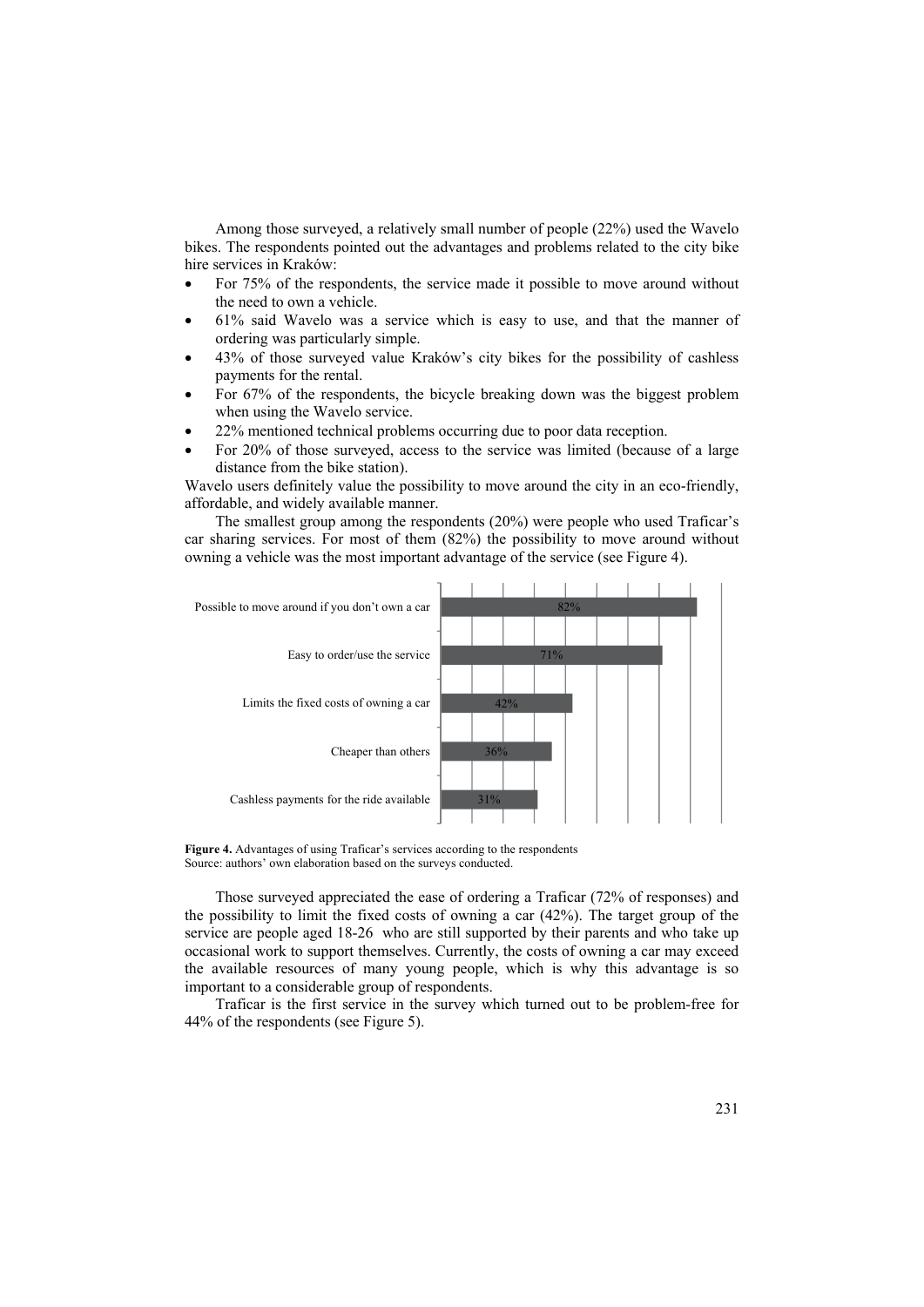Among those surveyed, a relatively small number of people (22%) used the Wavelo bikes. The respondents pointed out the advantages and problems related to the city bike hire services in Kraków:

- For 75% of the respondents, the service made it possible to move around without the need to own a vehicle.
- 61% said Wavelo was a service which is easy to use, and that the manner of ordering was particularly simple.
- 43% of those surveyed value Kraków's city bikes for the possibility of cashless payments for the rental.
- For 67% of the respondents, the bicycle breaking down was the biggest problem when using the Wavelo service.
- 22% mentioned technical problems occurring due to poor data reception.
- For 20% of those surveyed, access to the service was limited (because of a large distance from the bike station).

Wavelo users definitely value the possibility to move around the city in an eco-friendly, affordable, and widely available manner.

The smallest group among the respondents (20%) were people who used Traficar's car sharing services. For most of them (82%) the possibility to move around without owning a vehicle was the most important advantage of the service (see Figure 4).

| Advantage | % |
|---|---|
| Possible to move around if you don't own a car | 82% |
| Easy to order/use the service | 71% |
| Limits the fixed costs of owning a car | 42% |
| Cheaper than others | 36% |
| Cashless payments for the ride available | 31% |

**Figure 4.** Advantages of using Traficar's services according to the respondents
Source: authors' own elaboration based on the surveys conducted.

Those surveyed appreciated the ease of ordering a Traficar (72% of responses) and the possibility to limit the fixed costs of owning a car (42%). The target group of the service are people aged 18-26 who are still supported by their parents and who take up occasional work to support themselves. Currently, the costs of owning a car may exceed the available resources of many young people, which is why this advantage is so important to a considerable group of respondents.

Traficar is the first service in the survey which turned out to be problem-free for 44% of the respondents (see Figure 5).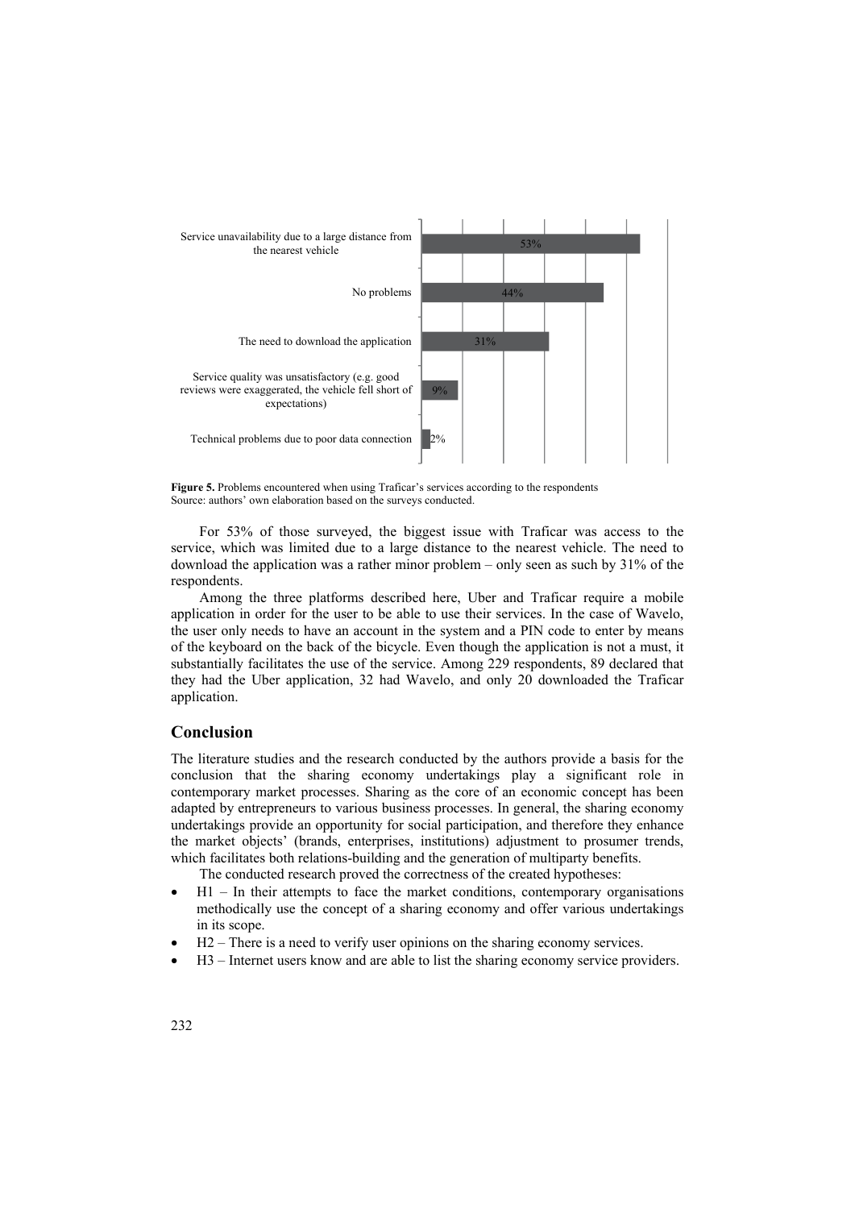| Problem | Percentage |
|---|---|
| Service unavailability due to a large distance from the nearest vehicle | 53% |
| No problems | 44% |
| The need to download the application | 31% |
| Service quality was unsatisfactory (e.g. good reviews were exaggerated, the vehicle fell short of expectations) | 9% |
| Technical problems due to poor data connection | 2% |

**Figure 5.** Problems encountered when using Traficar's services according to the respondents
Source: authors' own elaboration based on the surveys conducted.

For 53% of those surveyed, the biggest issue with Traficar was access to the service, which was limited due to a large distance to the nearest vehicle. The need to download the application was a rather minor problem – only seen as such by 31% of the respondents.

Among the three platforms described here, Uber and Traficar require a mobile application in order for the user to be able to use their services. In the case of Wavelo, the user only needs to have an account in the system and a PIN code to enter by means of the keyboard on the back of the bicycle. Even though the application is not a must, it substantially facilitates the use of the service. Among 229 respondents, 89 declared that they had the Uber application, 32 had Wavelo, and only 20 downloaded the Traficar application.

## Conclusion

The literature studies and the research conducted by the authors provide a basis for the conclusion that the sharing economy undertakings play a significant role in contemporary market processes. Sharing as the core of an economic concept has been adapted by entrepreneurs to various business processes. In general, the sharing economy undertakings provide an opportunity for social participation, and therefore they enhance the market objects' (brands, enterprises, institutions) adjustment to prosumer trends, which facilitates both relations-building and the generation of multiparty benefits.

The conducted research proved the correctness of the created hypotheses:

- H1 – In their attempts to face the market conditions, contemporary organisations methodically use the concept of a sharing economy and offer various undertakings in its scope.
- H2 – There is a need to verify user opinions on the sharing economy services.
- H3 – Internet users know and are able to list the sharing economy service providers.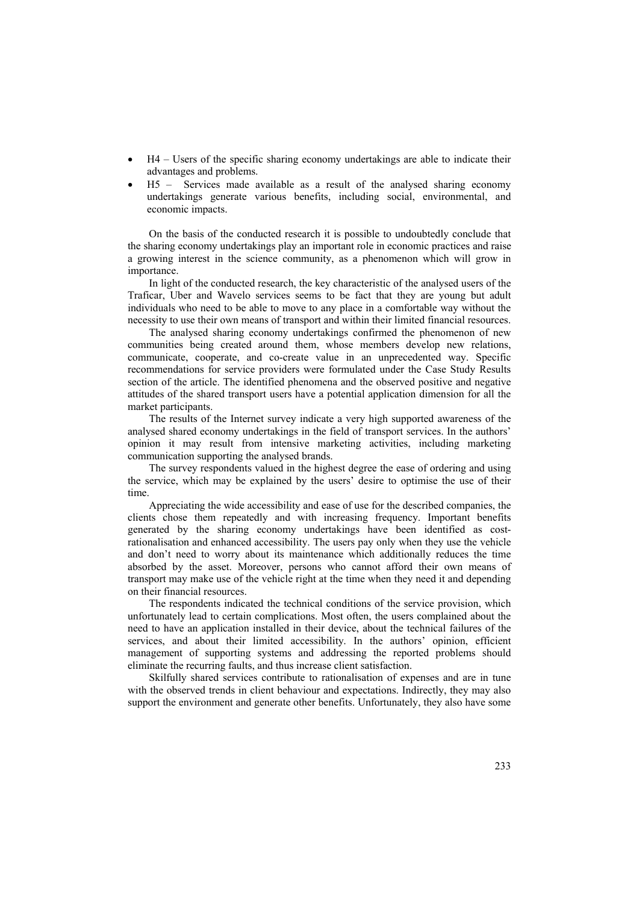- H4 – Users of the specific sharing economy undertakings are able to indicate their advantages and problems.
- H5 – Services made available as a result of the analysed sharing economy undertakings generate various benefits, including social, environmental, and economic impacts.

On the basis of the conducted research it is possible to undoubtedly conclude that the sharing economy undertakings play an important role in economic practices and raise a growing interest in the science community, as a phenomenon which will grow in importance.

In light of the conducted research, the key characteristic of the analysed users of the Traficar, Uber and Wavelo services seems to be fact that they are young but adult individuals who need to be able to move to any place in a comfortable way without the necessity to use their own means of transport and within their limited financial resources.

The analysed sharing economy undertakings confirmed the phenomenon of new communities being created around them, whose members develop new relations, communicate, cooperate, and co-create value in an unprecedented way. Specific recommendations for service providers were formulated under the Case Study Results section of the article. The identified phenomena and the observed positive and negative attitudes of the shared transport users have a potential application dimension for all the market participants.

The results of the Internet survey indicate a very high supported awareness of the analysed shared economy undertakings in the field of transport services. In the authors' opinion it may result from intensive marketing activities, including marketing communication supporting the analysed brands.

The survey respondents valued in the highest degree the ease of ordering and using the service, which may be explained by the users' desire to optimise the use of their time.

Appreciating the wide accessibility and ease of use for the described companies, the clients chose them repeatedly and with increasing frequency. Important benefits generated by the sharing economy undertakings have been identified as cost-rationalisation and enhanced accessibility. The users pay only when they use the vehicle and don't need to worry about its maintenance which additionally reduces the time absorbed by the asset. Moreover, persons who cannot afford their own means of transport may make use of the vehicle right at the time when they need it and depending on their financial resources.

The respondents indicated the technical conditions of the service provision, which unfortunately lead to certain complications. Most often, the users complained about the need to have an application installed in their device, about the technical failures of the services, and about their limited accessibility. In the authors' opinion, efficient management of supporting systems and addressing the reported problems should eliminate the recurring faults, and thus increase client satisfaction.

Skilfully shared services contribute to rationalisation of expenses and are in tune with the observed trends in client behaviour and expectations. Indirectly, they may also support the environment and generate other benefits. Unfortunately, they also have some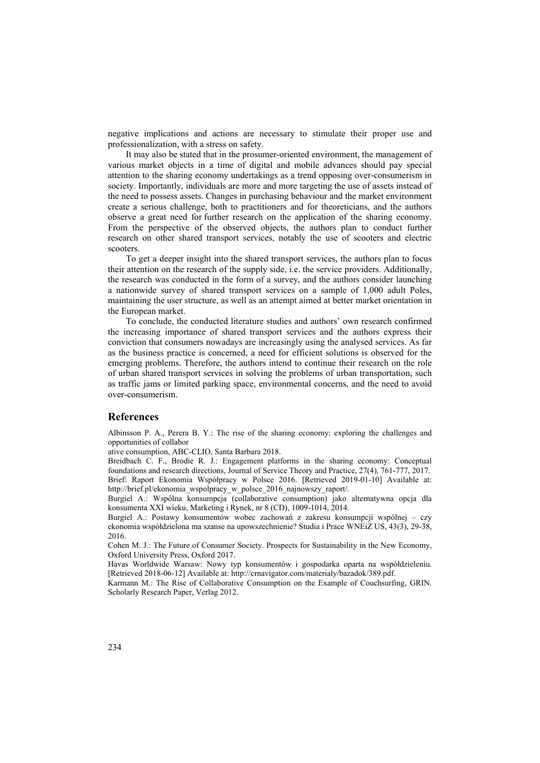negative implications and actions are necessary to stimulate their proper use and professionalization, with a stress on safety.

It may also be stated that in the prosumer-oriented environment, the management of various market objects in a time of digital and mobile advances should pay special attention to the sharing economy undertakings as a trend opposing over-consumerism in society. Importantly, individuals are more and more targeting the use of assets instead of the need to possess assets. Changes in purchasing behaviour and the market environment create a serious challenge, both to practitioners and for theoreticians, and the authors observe a great need for further research on the application of the sharing economy. From the perspective of the observed objects, the authors plan to conduct further research on other shared transport services, notably the use of scooters and electric scooters.

To get a deeper insight into the shared transport services, the authors plan to focus their attention on the research of the supply side, i.e. the service providers. Additionally, the research was conducted in the form of a survey, and the authors consider launching a nationwide survey of shared transport services on a sample of 1,000 adult Poles, maintaining the user structure, as well as an attempt aimed at better market orientation in the European market.

To conclude, the conducted literature studies and authors' own research confirmed the increasing importance of shared transport services and the authors express their conviction that consumers nowadays are increasingly using the analysed services. As far as the business practice is concerned, a need for efficient solutions is observed for the emerging problems. Therefore, the authors intend to continue their research on the role of urban shared transport services in solving the problems of urban transportation, such as traffic jams or limited parking space, environmental concerns, and the need to avoid over-consumerism.

## References

Albinsson P. A., Perera B. Y.: The rise of the sharing economy: exploring the challenges and opportunities of collabor
ative consumption, ABC-CLIO, Santa Barbara 2018.

Breidbach C. F., Brodie R. J.: Engagement platforms in the sharing economy: Conceptual foundations and research directions, Journal of Service Theory and Practice, 27(4), 761-777, 2017.

Brief: Raport Ekonomia Współpracy w Polsce 2016. [Retrieved 2019-01-10] Available at: http://brief.pl/ekonomia_wspolpracy_w_polsce_2016_najnowszy_raport/.

Burgiel A.: Wspólna konsumpcja (collaborative consumption) jako alternatywna opcja dla konsumenta XXI wieku, Marketing i Rynek, nr 8 (CD), 1009-1014, 2014.

Burgiel A.: Postawy konsumentów wobec zachowań z zakresu konsumpcji wspólnej – czy ekonomia współdzielona ma szanse na upowszechnienie? Studia i Prace WNEiZ US, 43(3), 29-38, 2016.

Cohen M. J.: The Future of Consumer Society. Prospects for Sustainability in the New Economy, Oxford University Press, Oxford 2017.

Havas Worldwide Warsaw: Nowy typ konsumentów i gospodarka oparta na współdzieleniu. [Retrieved 2018-06-12] Available at: http://crnavigator.com/materialy/bazadok/389.pdf.

Karmann M.: The Rise of Collaborative Consumption on the Example of Couchsurfing, GRIN. Scholarly Research Paper, Verlag 2012.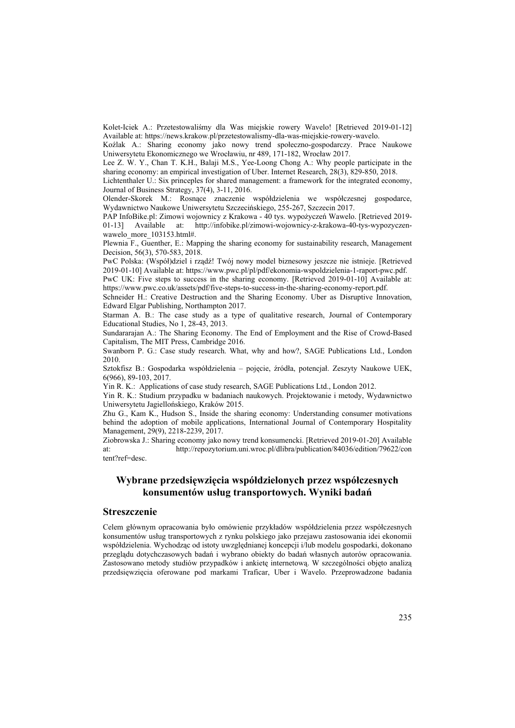Kolet-Iciek A.: Przetestowaliśmy dla Was miejskie rowery Wavelo! [Retrieved 2019-01-12] Available at: https://news.krakow.pl/przetestowalismy-dla-was-miejskie-rowery-wavelo.

Koźlak A.: Sharing economy jako nowy trend społeczno-gospodarczy. Prace Naukowe Uniwersytetu Ekonomicznego we Wrocławiu, nr 489, 171-182, Wrocław 2017.

Lee Z. W. Y., Chan T. K.H., Balaji M.S., Yee-Loong Chong A.: Why people participate in the sharing economy: an empirical investigation of Uber. Internet Research, 28(3), 829-850, 2018.

Lichtenthaler U.: Six princeples for shared management: a framework for the integrated economy, Journal of Business Strategy, 37(4), 3-11, 2016.

Olender-Skorek M.: Rosnące znaczenie współdzielenia we współczesnej gospodarce, Wydawnictwo Naukowe Uniwersytetu Szczecińskiego, 255-267, Szczecin 2017.

PAP InfoBike.pl: Zimowi wojownicy z Krakowa - 40 tys. wypożyczeń Wawelo. [Retrieved 2019-01-13] Available at: http://infobike.pl/zimowi-wojownicy-z-krakowa-40-tys-wypozyczen-wawelo_more_103153.html#.

Plewnia F., Guenther, E.: Mapping the sharing economy for sustainability research, Management Decision, 56(3), 570-583, 2018.

PwC Polska: (Współ)dziel i rządź! Twój nowy model biznesowy jeszcze nie istnieje. [Retrieved 2019-01-10] Available at: https://www.pwc.pl/pl/pdf/ekonomia-wspoldzielenia-1-raport-pwc.pdf.

PwC UK: Five steps to success in the sharing economy. [Retrieved 2019-01-10] Available at: https://www.pwc.co.uk/assets/pdf/five-steps-to-success-in-the-sharing-economy-report.pdf.

Schneider H.: Creative Destruction and the Sharing Economy. Uber as Disruptive Innovation, Edward Elgar Publishing, Northampton 2017.

Starman A. B.: The case study as a type of qualitative research, Journal of Contemporary Educational Studies, No 1, 28-43, 2013.

Sundararajan A.: The Sharing Economy. The End of Employment and the Rise of Crowd-Based Capitalism, The MIT Press, Cambridge 2016.

Swanborn P. G.: Case study research. What, why and how?, SAGE Publications Ltd., London 2010.

Sztokfisz B.: Gospodarka współdzielenia – pojęcie, źródła, potencjał. Zeszyty Naukowe UEK, 6(966), 89-103, 2017.

Yin R. K.: Applications of case study research, SAGE Publications Ltd., London 2012.

Yin R. K.: Studium przypadku w badaniach naukowych. Projektowanie i metody, Wydawnictwo Uniwersytetu Jagiellońskiego, Kraków 2015.

Zhu G., Kam K., Hudson S., Inside the sharing economy: Understanding consumer motivations behind the adoption of mobile applications, International Journal of Contemporary Hospitality Management, 29(9), 2218-2239, 2017.

Ziobrowska J.: Sharing economy jako nowy trend konsumencki. [Retrieved 2019-01-20] Available at: http://repozytorium.uni.wroc.pl/dlibra/publication/84036/edition/79622/content?ref=desc.

## Wybrane przedsięwzięcia współdzielonych przez współczesnych konsumentów usług transportowych. Wyniki badań

### Streszczenie

Celem głównym opracowania było omówienie przykładów współdzielenia przez współczesnych konsumentów usług transportowych z rynku polskiego jako przejawu zastosowania idei ekonomii współdzielenia. Wychodząc od istoty uwzględnianej koncepcji i/lub modelu gospodarki, dokonano przeglądu dotychczasowych badań i wybrano obiekty do badań własnych autorów opracowania. Zastosowano metody studiów przypadków i ankietę internetową. W szczególności objęto analizą przedsięwzięcia oferowane pod markami Traficar, Uber i Wavelo. Przeprowadzone badania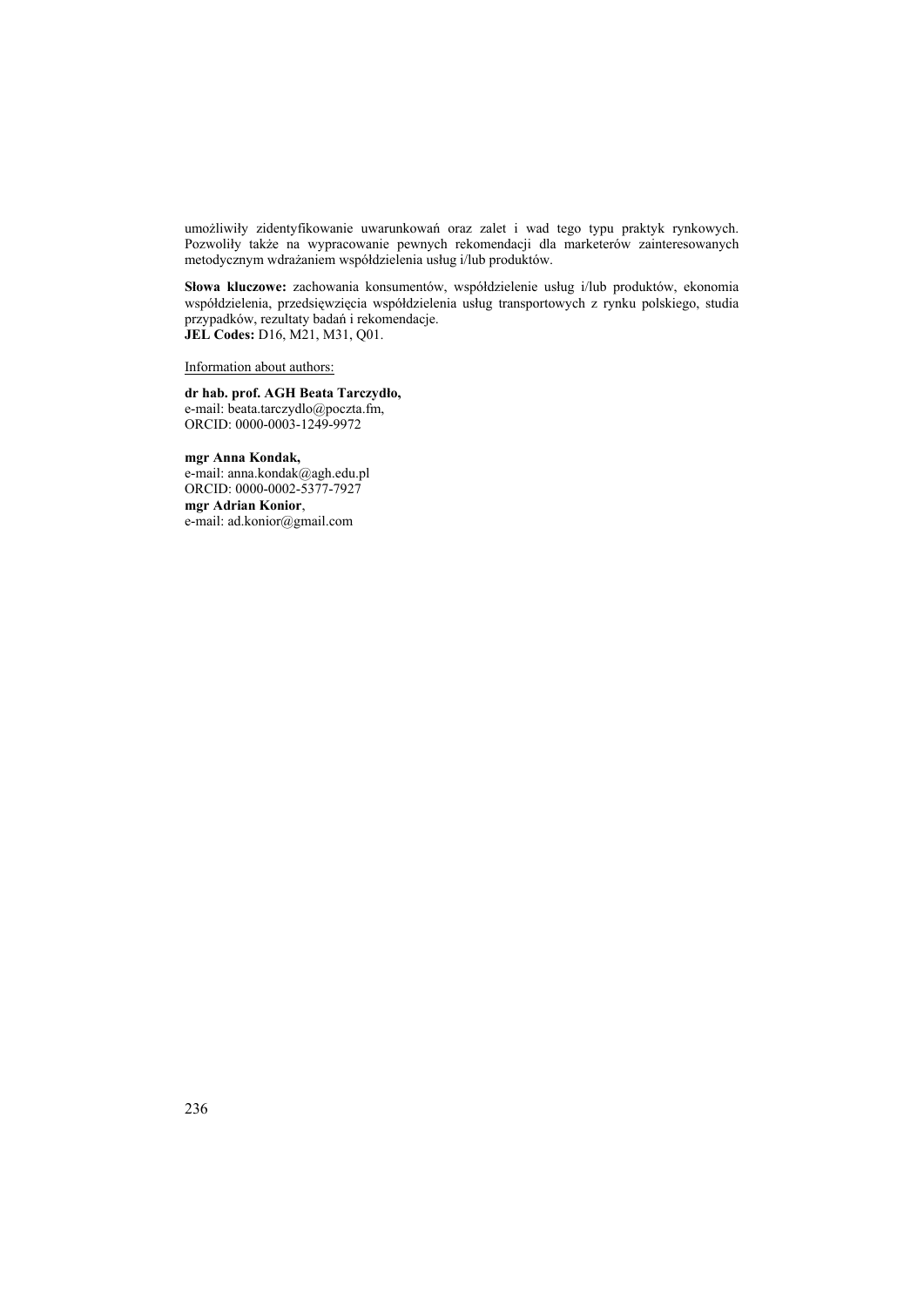umożliwiły zidentyfikowanie uwarunkowań oraz zalet i wad tego typu praktyk rynkowych. Pozwoliły także na wypracowanie pewnych rekomendacji dla marketerów zainteresowanych metodycznym wdrażaniem współdzielenia usług i/lub produktów.

**Słowa kluczowe:** zachowania konsumentów, współdzielenie usług i/lub produktów, ekonomia współdzielenia, przedsięwzięcia współdzielenia usług transportowych z rynku polskiego, studia przypadków, rezultaty badań i rekomendacje.
**JEL Codes:** D16, M21, M31, Q01.

Information about authors:

**dr hab. prof. AGH Beata Tarczydło,**
e-mail: beata.tarczydlo@poczta.fm,
ORCID: 0000-0003-1249-9972

**mgr Anna Kondak,**
e-mail: anna.kondak@agh.edu.pl
ORCID: 0000-0002-5377-7927
**mgr Adrian Konior**,
e-mail: ad.konior@gmail.com